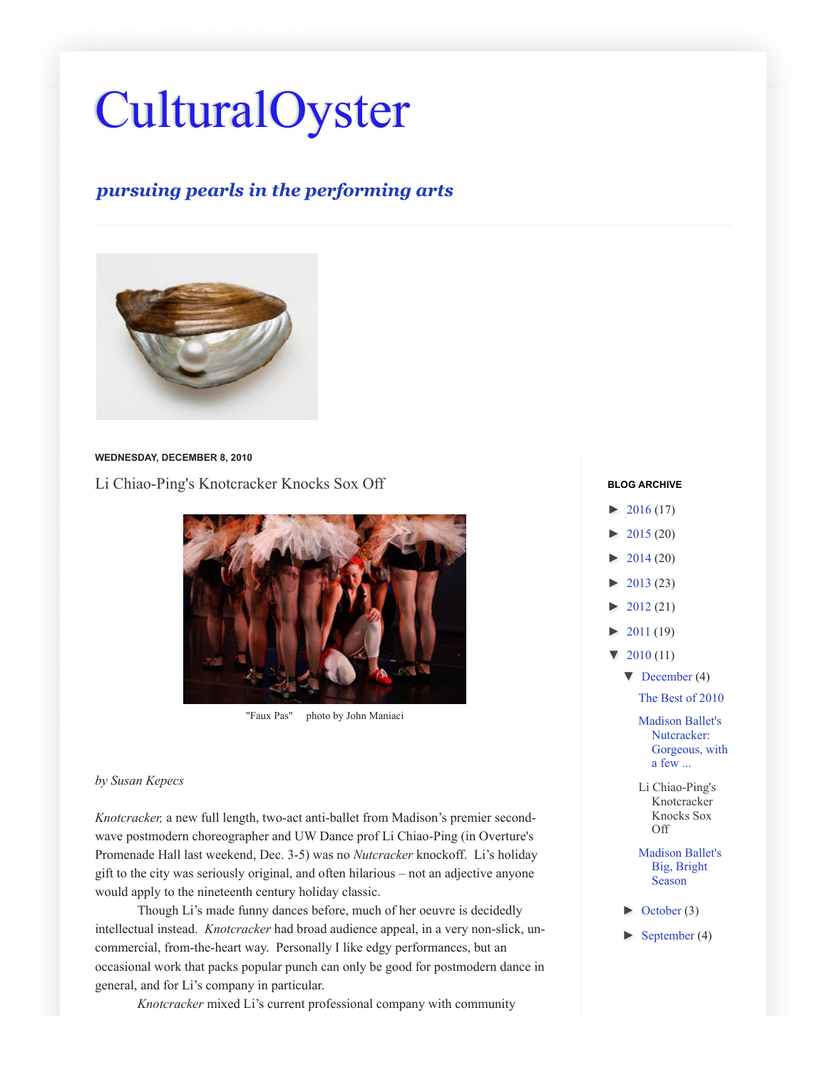# CulturalOyster

***pursuing pearls in the performing arts***

**WEDNESDAY, DECEMBER 8, 2010**

## Li Chiao-Ping's Knotcracker Knocks Sox Off

"Faux Pas"     photo by John Maniaci

*by Susan Kepecs*

*Knotcracker,* a new full length, two-act anti-ballet from Madison's premier second-wave postmodern choreographer and UW Dance prof Li Chiao-Ping (in Overture's Promenade Hall last weekend, Dec. 3-5) was no *Nutcracker* knockoff. Li's holiday gift to the city was seriously original, and often hilarious – not an adjective anyone would apply to the nineteenth century holiday classic.

Though Li's made funny dances before, much of her oeuvre is decidedly intellectual instead. *Knotcracker* had broad audience appeal, in a very non-slick, un-commercial, from-the-heart way. Personally I like edgy performances, but an occasional work that packs popular punch can only be good for postmodern dance in general, and for Li's company in particular.

*Knotcracker* mixed Li's current professional company with community

**BLOG ARCHIVE**

- ► 2016 (17)
- ► 2015 (20)
- ► 2014 (20)
- ► 2013 (23)
- ► 2012 (21)
- ► 2011 (19)
- ▼ 2010 (11)
  - ▼ December (4)
    - The Best of 2010
    - Madison Ballet's Nutcracker: Gorgeous, with a few ...
    - Li Chiao-Ping's Knotcracker Knocks Sox Off
    - Madison Ballet's Big, Bright Season
  - ► October (3)
  - ► September (4)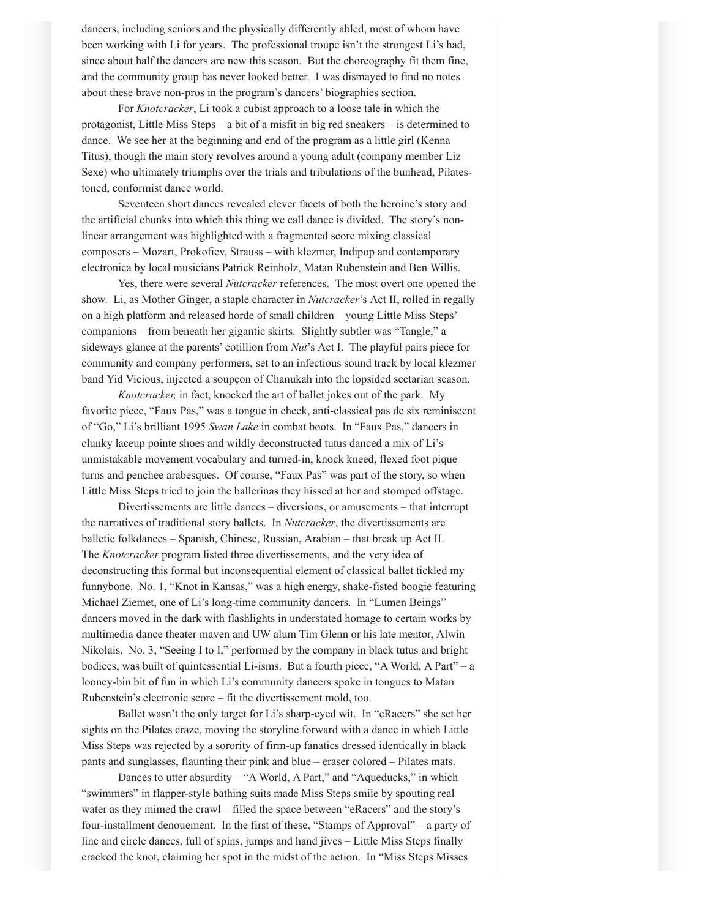dancers, including seniors and the physically differently abled, most of whom have been working with Li for years. The professional troupe isn't the strongest Li's had, since about half the dancers are new this season. But the choreography fit them fine, and the community group has never looked better. I was dismayed to find no notes about these brave non-pros in the program's dancers' biographies section.

For *Knotcracker*, Li took a cubist approach to a loose tale in which the protagonist, Little Miss Steps – a bit of a misfit in big red sneakers – is determined to dance. We see her at the beginning and end of the program as a little girl (Kenna Titus), though the main story revolves around a young adult (company member Liz Sexe) who ultimately triumphs over the trials and tribulations of the bunhead, Pilates-toned, conformist dance world.

Seventeen short dances revealed clever facets of both the heroine's story and the artificial chunks into which this thing we call dance is divided. The story's non-linear arrangement was highlighted with a fragmented score mixing classical composers – Mozart, Prokofiev, Strauss – with klezmer, Indipop and contemporary electronica by local musicians Patrick Reinholz, Matan Rubenstein and Ben Willis.

Yes, there were several *Nutcracker* references. The most overt one opened the show. Li, as Mother Ginger, a staple character in *Nutcracker*'s Act II, rolled in regally on a high platform and released horde of small children – young Little Miss Steps' companions – from beneath her gigantic skirts. Slightly subtler was "Tangle," a sideways glance at the parents' cotillion from *Nut*'s Act I. The playful pairs piece for community and company performers, set to an infectious sound track by local klezmer band Yid Vicious, injected a soupçon of Chanukah into the lopsided sectarian season.

*Knotcracker,* in fact, knocked the art of ballet jokes out of the park. My favorite piece, "Faux Pas," was a tongue in cheek, anti-classical pas de six reminiscent of "Go," Li's brilliant 1995 *Swan Lake* in combat boots. In "Faux Pas," dancers in clunky laceup pointe shoes and wildly deconstructed tutus danced a mix of Li's unmistakable movement vocabulary and turned-in, knock kneed, flexed foot pique turns and penchee arabesques. Of course, "Faux Pas" was part of the story, so when Little Miss Steps tried to join the ballerinas they hissed at her and stomped offstage.

Divertissements are little dances – diversions, or amusements – that interrupt the narratives of traditional story ballets. In *Nutcracker*, the divertissements are balletic folkdances – Spanish, Chinese, Russian, Arabian – that break up Act II. The *Knotcracker* program listed three divertissements, and the very idea of deconstructing this formal but inconsequential element of classical ballet tickled my funnybone. No. 1, "Knot in Kansas," was a high energy, shake-fisted boogie featuring Michael Ziemet, one of Li's long-time community dancers. In "Lumen Beings" dancers moved in the dark with flashlights in understated homage to certain works by multimedia dance theater maven and UW alum Tim Glenn or his late mentor, Alwin Nikolais. No. 3, "Seeing I to I," performed by the company in black tutus and bright bodices, was built of quintessential Li-isms. But a fourth piece, "A World, A Part" – a looney-bin bit of fun in which Li's community dancers spoke in tongues to Matan Rubenstein's electronic score – fit the divertissement mold, too.

Ballet wasn't the only target for Li's sharp-eyed wit. In "eRacers" she set her sights on the Pilates craze, moving the storyline forward with a dance in which Little Miss Steps was rejected by a sorority of firm-up fanatics dressed identically in black pants and sunglasses, flaunting their pink and blue – eraser colored – Pilates mats.

Dances to utter absurdity – "A World, A Part," and "Aqueducks," in which "swimmers" in flapper-style bathing suits made Miss Steps smile by spouting real water as they mimed the crawl – filled the space between "eRacers" and the story's four-installment denouement. In the first of these, "Stamps of Approval" – a party of line and circle dances, full of spins, jumps and hand jives – Little Miss Steps finally cracked the knot, claiming her spot in the midst of the action. In "Miss Steps Misses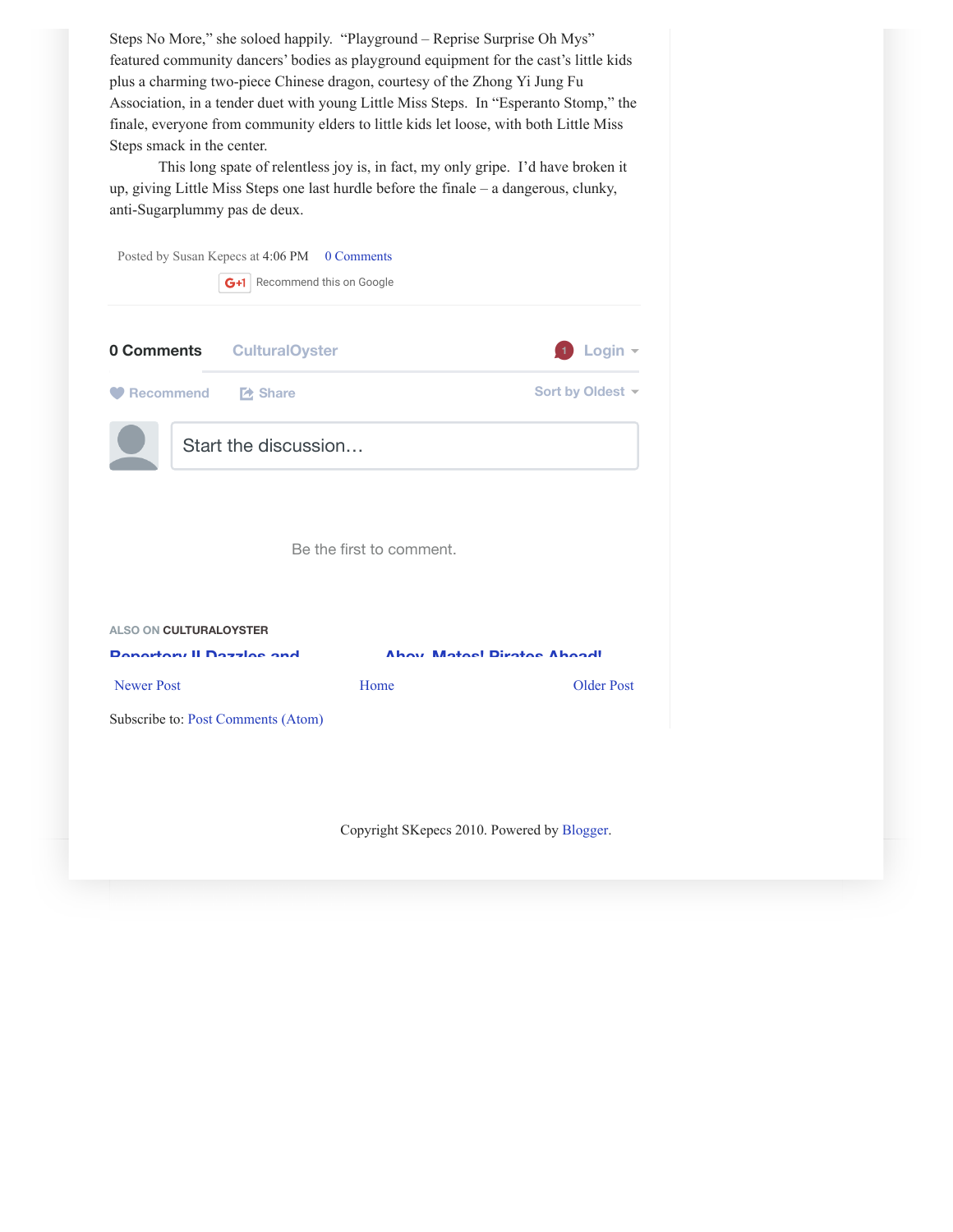Steps No More," she soloed happily. "Playground – Reprise Surprise Oh Mys" featured community dancers' bodies as playground equipment for the cast's little kids plus a charming two-piece Chinese dragon, courtesy of the Zhong Yi Jung Fu Association, in a tender duet with young Little Miss Steps. In "Esperanto Stomp," the finale, everyone from community elders to little kids let loose, with both Little Miss Steps smack in the center.

This long spate of relentless joy is, in fact, my only gripe. I'd have broken it up, giving Little Miss Steps one last hurdle before the finale – a dangerous, clunky, anti-Sugarplummy pas de deux.

Posted by Susan Kepecs at 4:06 PM 0 Comments

Recommend this on Google

**0 Comments** CulturalOyster Login

Recommend Share Sort by Oldest

Start the discussion…

Be the first to comment.

ALSO ON **CULTURALOYSTER**

Repertory II Dazzles and

Ahoy, Mates! Pirates Ahead!

Newer Post Home Older Post

Subscribe to: Post Comments (Atom)

Copyright SKepecs 2010. Powered by Blogger.